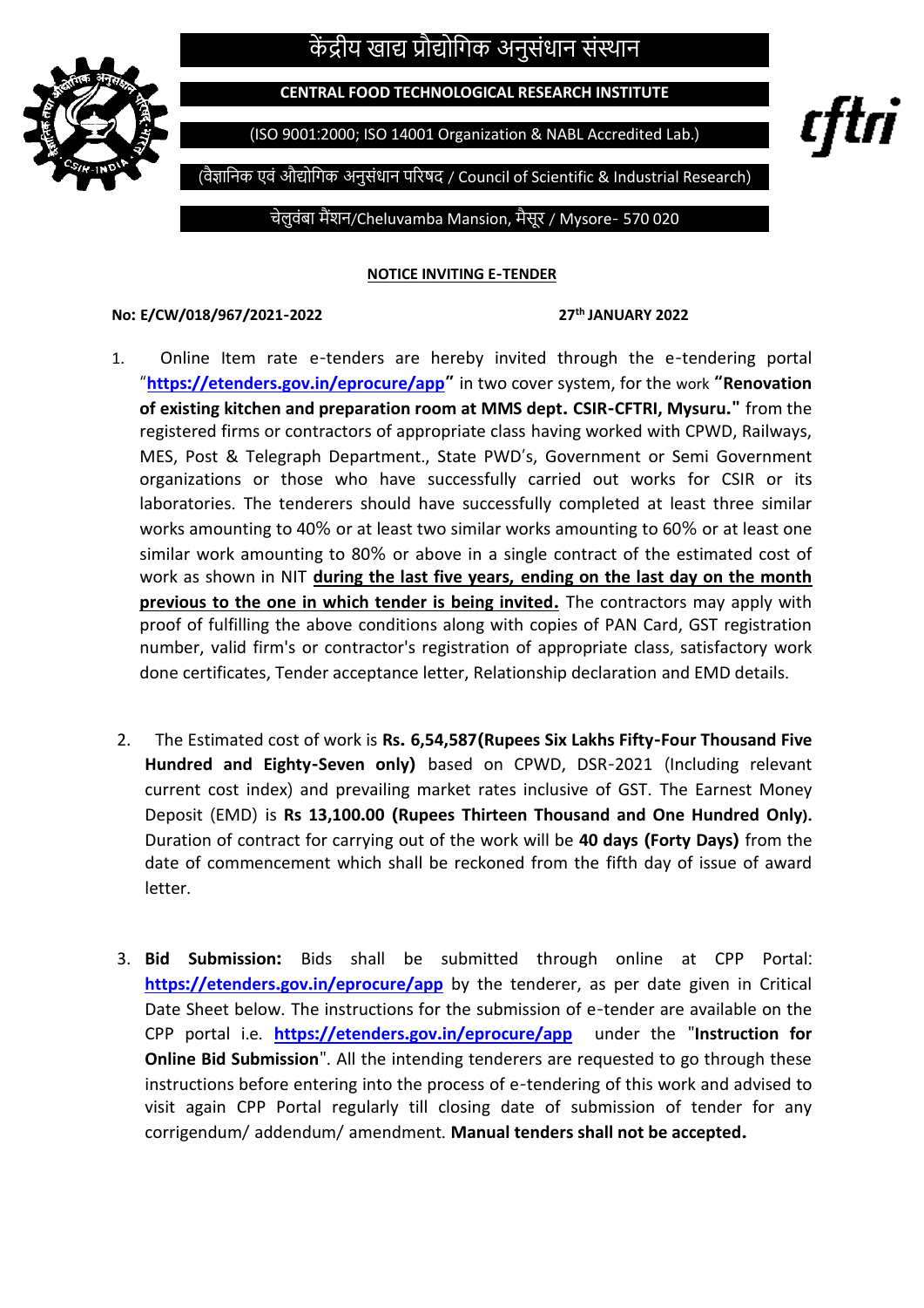# केंद्रीय खाद्य प्रौद्योगिक अनुसंधान संस्थान

**CENTRAL FOOD TECHNOLOGICAL RESEARCH INSTITUTE**

(ISO 9001:2000; ISO 14001 Organization & NABL Accredited Lab.)

(वैज्ञानिक एवं औद्योगिक अनुसंधान परिषद / Council of Scientific & Industrial Research)

चेलुवंबा मैंशन/Cheluvamba Mansion, मैसूर / Mysore- 570 020

cftri

## NOTICE INVITING E-TENDER

**No: E/CW/018/967/2021-2022** **27th JANUARY 2022**

1. Online Item rate e-tenders are hereby invited through the e-tendering portal "**https://etenders.gov.in/eprocure/app"** in two cover system, for the work **"Renovation of existing kitchen and preparation room at MMS dept. CSIR-CFTRI, Mysuru."** from the registered firms or contractors of appropriate class having worked with CPWD, Railways, MES, Post & Telegraph Department., State PWD's, Government or Semi Government organizations or those who have successfully carried out works for CSIR or its laboratories. The tenderers should have successfully completed at least three similar works amounting to 40% or at least two similar works amounting to 60% or at least one similar work amounting to 80% or above in a single contract of the estimated cost of work as shown in NIT **during the last five years, ending on the last day on the month previous to the one in which tender is being invited.** The contractors may apply with proof of fulfilling the above conditions along with copies of PAN Card, GST registration number, valid firm's or contractor's registration of appropriate class, satisfactory work done certificates, Tender acceptance letter, Relationship declaration and EMD details.

2. The Estimated cost of work is **Rs. 6,54,587(Rupees Six Lakhs Fifty-Four Thousand Five Hundred and Eighty-Seven only)** based on CPWD, DSR-2021 (Including relevant current cost index) and prevailing market rates inclusive of GST. The Earnest Money Deposit (EMD) is **Rs 13,100.00 (Rupees Thirteen Thousand and One Hundred Only).** Duration of contract for carrying out of the work will be **40 days (Forty Days)** from the date of commencement which shall be reckoned from the fifth day of issue of award letter.

3. **Bid Submission:** Bids shall be submitted through online at CPP Portal: **https://etenders.gov.in/eprocure/app** by the tenderer, as per date given in Critical Date Sheet below. The instructions for the submission of e-tender are available on the CPP portal i.e. **https://etenders.gov.in/eprocure/app** under the "**Instruction for Online Bid Submission**". All the intending tenderers are requested to go through these instructions before entering into the process of e-tendering of this work and advised to visit again CPP Portal regularly till closing date of submission of tender for any corrigendum/ addendum/ amendment. **Manual tenders shall not be accepted.**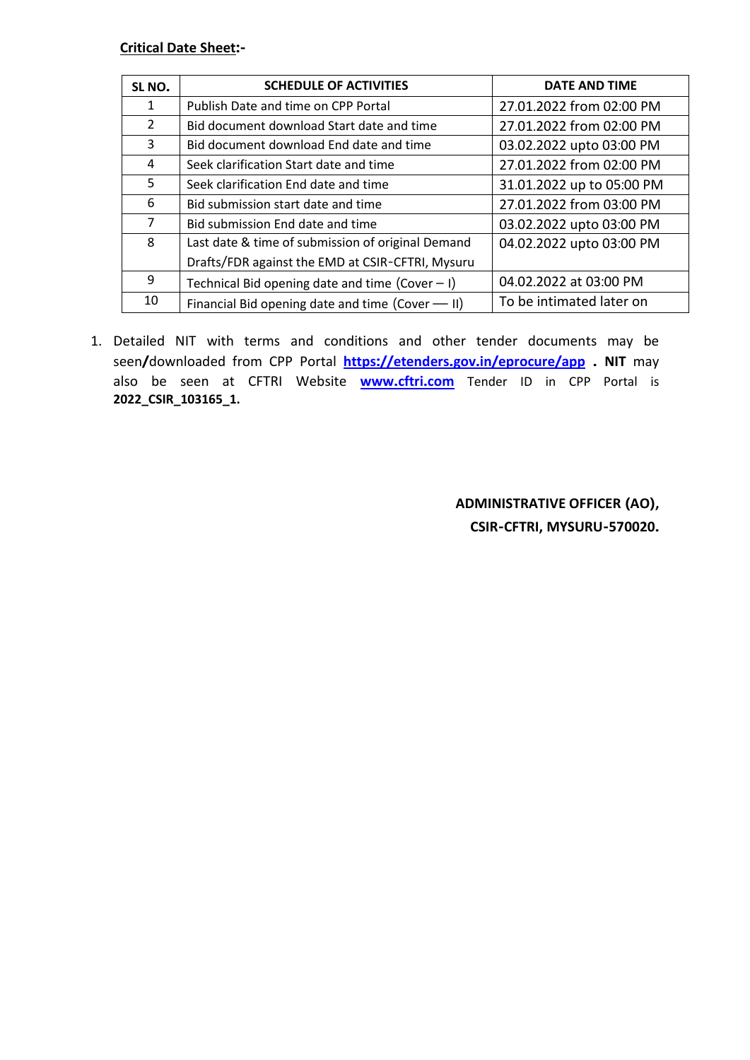**Critical Date Sheet:-**

| SL NO. | SCHEDULE OF ACTIVITIES | DATE AND TIME |
|---|---|---|
| 1 | Publish Date and time on CPP Portal | 27.01.2022 from 02:00 PM |
| 2 | Bid document download Start date and time | 27.01.2022 from 02:00 PM |
| 3 | Bid document download End date and time | 03.02.2022 upto 03:00 PM |
| 4 | Seek clarification Start date and time | 27.01.2022 from 02:00 PM |
| 5 | Seek clarification End date and time | 31.01.2022 up to 05:00 PM |
| 6 | Bid submission start date and time | 27.01.2022 from 03:00 PM |
| 7 | Bid submission End date and time | 03.02.2022 upto 03:00 PM |
| 8 | Last date & time of submission of original Demand Drafts/FDR against the EMD at CSIR-CFTRI, Mysuru | 04.02.2022 upto 03:00 PM |
| 9 | Technical Bid opening date and time (Cover – I) | 04.02.2022 at 03:00 PM |
| 10 | Financial Bid opening date and time (Cover — II) | To be intimated later on |

1. Detailed NIT with terms and conditions and other tender documents may be seen/downloaded from CPP Portal **https://etenders.gov.in/eprocure/app** . **NIT** may also be seen at CFTRI Website **www.cftri.com** Tender ID in CPP Portal is **2022_CSIR_103165_1.**

**ADMINISTRATIVE OFFICER (AO),**
**CSIR-CFTRI, MYSURU-570020.**